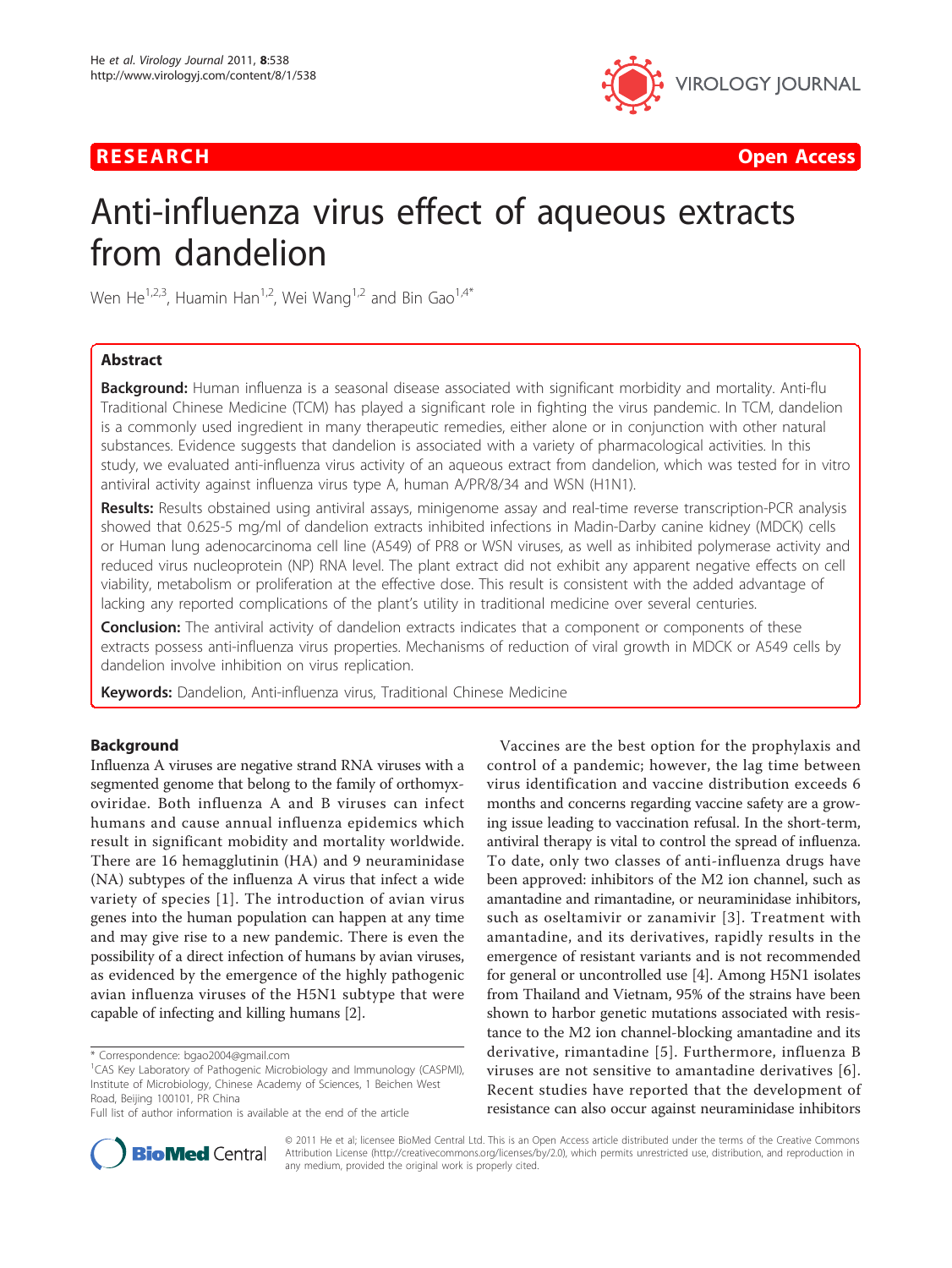RESEARCH Open Access

# Anti-influenza virus effect of aqueous extracts from dandelion

Wen He[1,2,3], Huamin Han[1,2], Wei Wang[1,2] and Bin Gao[1,4*]

## Abstract

**Background:** Human influenza is a seasonal disease associated with significant morbidity and mortality. Anti-flu Traditional Chinese Medicine (TCM) has played a significant role in fighting the virus pandemic. In TCM, dandelion is a commonly used ingredient in many therapeutic remedies, either alone or in conjunction with other natural substances. Evidence suggests that dandelion is associated with a variety of pharmacological activities. In this study, we evaluated anti-influenza virus activity of an aqueous extract from dandelion, which was tested for in vitro antiviral activity against influenza virus type A, human A/PR/8/34 and WSN (H1N1).

**Results:** Results obstained using antiviral assays, minigenome assay and real-time reverse transcription-PCR analysis showed that 0.625-5 mg/ml of dandelion extracts inhibited infections in Madin-Darby canine kidney (MDCK) cells or Human lung adenocarcinoma cell line (A549) of PR8 or WSN viruses, as well as inhibited polymerase activity and reduced virus nucleoprotein (NP) RNA level. The plant extract did not exhibit any apparent negative effects on cell viability, metabolism or proliferation at the effective dose. This result is consistent with the added advantage of lacking any reported complications of the plant's utility in traditional medicine over several centuries.

**Conclusion:** The antiviral activity of dandelion extracts indicates that a component or components of these extracts possess anti-influenza virus properties. Mechanisms of reduction of viral growth in MDCK or A549 cells by dandelion involve inhibition on virus replication.

**Keywords:** Dandelion, Anti-influenza virus, Traditional Chinese Medicine

## Background

Influenza A viruses are negative strand RNA viruses with a segmented genome that belong to the family of orthomyxoviridae. Both influenza A and B viruses can infect humans and cause annual influenza epidemics which result in significant mobidity and mortality worldwide. There are 16 hemagglutinin (HA) and 9 neuraminidase (NA) subtypes of the influenza A virus that infect a wide variety of species [1]. The introduction of avian virus genes into the human population can happen at any time and may give rise to a new pandemic. There is even the possibility of a direct infection of humans by avian viruses, as evidenced by the emergence of the highly pathogenic avian influenza viruses of the H5N1 subtype that were capable of infecting and killing humans [2].

Vaccines are the best option for the prophylaxis and control of a pandemic; however, the lag time between virus identification and vaccine distribution exceeds 6 months and concerns regarding vaccine safety are a growing issue leading to vaccination refusal. In the short-term, antiviral therapy is vital to control the spread of influenza. To date, only two classes of anti-influenza drugs have been approved: inhibitors of the M2 ion channel, such as amantadine and rimantadine, or neuraminidase inhibitors, such as oseltamivir or zanamivir [3]. Treatment with amantadine, and its derivatives, rapidly results in the emergence of resistant variants and is not recommended for general or uncontrolled use [4]. Among H5N1 isolates from Thailand and Vietnam, 95% of the strains have been shown to harbor genetic mutations associated with resistance to the M2 ion channel-blocking amantadine and its derivative, rimantadine [5]. Furthermore, influenza B viruses are not sensitive to amantadine derivatives [6]. Recent studies have reported that the development of resistance can also occur against neuraminidase inhibitors

\* Correspondence: bgao2004@gmail.com

[1]CAS Key Laboratory of Pathogenic Microbiology and Immunology (CASPMI), Institute of Microbiology, Chinese Academy of Sciences, 1 Beichen West Road, Beijing 100101, PR China

Full list of author information is available at the end of the article

© 2011 He et al; licensee BioMed Central Ltd. This is an Open Access article distributed under the terms of the Creative Commons Attribution License (http://creativecommons.org/licenses/by/2.0), which permits unrestricted use, distribution, and reproduction in any medium, provided the original work is properly cited.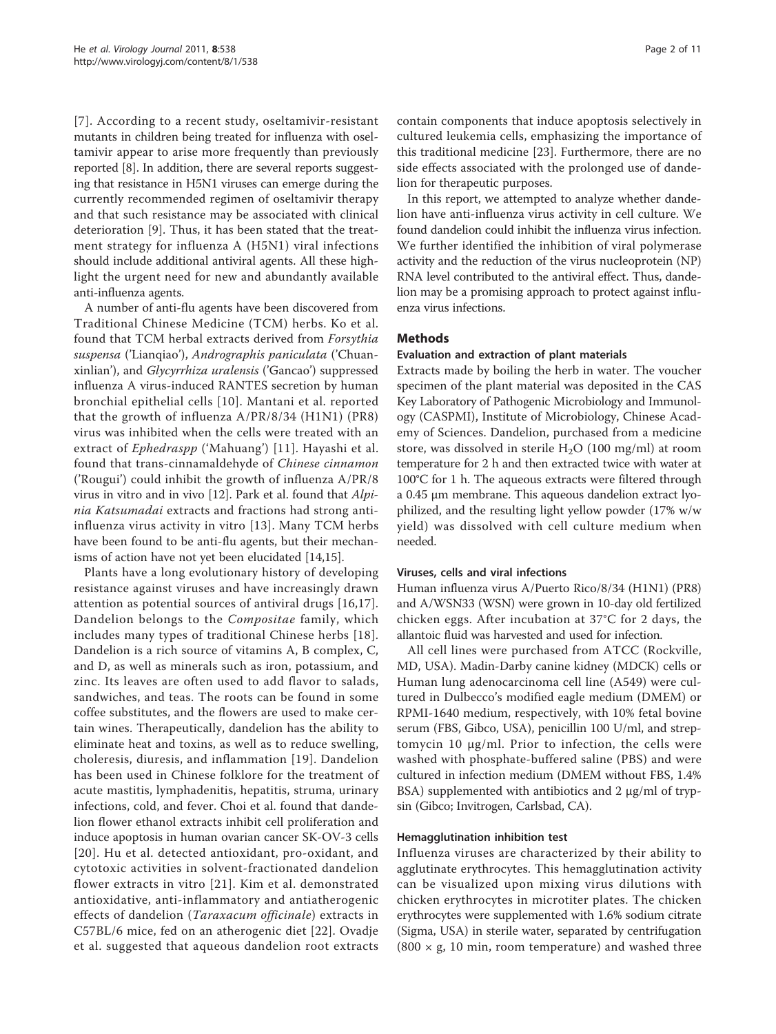[7]. According to a recent study, oseltamivir-resistant mutants in children being treated for influenza with oseltamivir appear to arise more frequently than previously reported [8]. In addition, there are several reports suggesting that resistance in H5N1 viruses can emerge during the currently recommended regimen of oseltamivir therapy and that such resistance may be associated with clinical deterioration [9]. Thus, it has been stated that the treatment strategy for influenza A (H5N1) viral infections should include additional antiviral agents. All these highlight the urgent need for new and abundantly available anti-influenza agents.

A number of anti-flu agents have been discovered from Traditional Chinese Medicine (TCM) herbs. Ko et al. found that TCM herbal extracts derived from *Forsythia suspensa* ('Lianqiao'), *Andrographis paniculata* ('Chuanxinlian'), and *Glycyrrhiza uralensis* ('Gancao') suppressed influenza A virus-induced RANTES secretion by human bronchial epithelial cells [10]. Mantani et al. reported that the growth of influenza A/PR/8/34 (H1N1) (PR8) virus was inhibited when the cells were treated with an extract of *Ephedraspp* ('Mahuang') [11]. Hayashi et al. found that trans-cinnamaldehyde of *Chinese cinnamon* ('Rougui') could inhibit the growth of influenza A/PR/8 virus in vitro and in vivo [12]. Park et al. found that *Alpinia Katsumadai* extracts and fractions had strong anti-influenza virus activity in vitro [13]. Many TCM herbs have been found to be anti-flu agents, but their mechanisms of action have not yet been elucidated [14,15].

Plants have a long evolutionary history of developing resistance against viruses and have increasingly drawn attention as potential sources of antiviral drugs [16,17]. Dandelion belongs to the *Compositae* family, which includes many types of traditional Chinese herbs [18]. Dandelion is a rich source of vitamins A, B complex, C, and D, as well as minerals such as iron, potassium, and zinc. Its leaves are often used to add flavor to salads, sandwiches, and teas. The roots can be found in some coffee substitutes, and the flowers are used to make certain wines. Therapeutically, dandelion has the ability to eliminate heat and toxins, as well as to reduce swelling, choleresis, diuresis, and inflammation [19]. Dandelion has been used in Chinese folklore for the treatment of acute mastitis, lymphadenitis, hepatitis, struma, urinary infections, cold, and fever. Choi et al. found that dandelion flower ethanol extracts inhibit cell proliferation and induce apoptosis in human ovarian cancer SK-OV-3 cells [20]. Hu et al. detected antioxidant, pro-oxidant, and cytotoxic activities in solvent-fractionated dandelion flower extracts in vitro [21]. Kim et al. demonstrated antioxidative, anti-inflammatory and antiatherogenic effects of dandelion (*Taraxacum officinale*) extracts in C57BL/6 mice, fed on an atherogenic diet [22]. Ovadje et al. suggested that aqueous dandelion root extracts contain components that induce apoptosis selectively in cultured leukemia cells, emphasizing the importance of this traditional medicine [23]. Furthermore, there are no side effects associated with the prolonged use of dandelion for therapeutic purposes.

In this report, we attempted to analyze whether dandelion have anti-influenza virus activity in cell culture. We found dandelion could inhibit the influenza virus infection. We further identified the inhibition of viral polymerase activity and the reduction of the virus nucleoprotein (NP) RNA level contributed to the antiviral effect. Thus, dandelion may be a promising approach to protect against influenza virus infections.

## Methods

### Evaluation and extraction of plant materials

Extracts made by boiling the herb in water. The voucher specimen of the plant material was deposited in the CAS Key Laboratory of Pathogenic Microbiology and Immunology (CASPMI), Institute of Microbiology, Chinese Academy of Sciences. Dandelion, purchased from a medicine store, was dissolved in sterile $H_2O$ (100 mg/ml) at room temperature for 2 h and then extracted twice with water at 100°C for 1 h. The aqueous extracts were filtered through a 0.45 μm membrane. This aqueous dandelion extract lyophilized, and the resulting light yellow powder (17% w/w yield) was dissolved with cell culture medium when needed.

### Viruses, cells and viral infections

Human influenza virus A/Puerto Rico/8/34 (H1N1) (PR8) and A/WSN33 (WSN) were grown in 10-day old fertilized chicken eggs. After incubation at 37°C for 2 days, the allantoic fluid was harvested and used for infection.

All cell lines were purchased from ATCC (Rockville, MD, USA). Madin-Darby canine kidney (MDCK) cells or Human lung adenocarcinoma cell line (A549) were cultured in Dulbecco's modified eagle medium (DMEM) or RPMI-1640 medium, respectively, with 10% fetal bovine serum (FBS, Gibco, USA), penicillin 100 U/ml, and streptomycin 10 μg/ml. Prior to infection, the cells were washed with phosphate-buffered saline (PBS) and were cultured in infection medium (DMEM without FBS, 1.4% BSA) supplemented with antibiotics and 2 μg/ml of trypsin (Gibco; Invitrogen, Carlsbad, CA).

### Hemagglutination inhibition test

Influenza viruses are characterized by their ability to agglutinate erythrocytes. This hemagglutination activity can be visualized upon mixing virus dilutions with chicken erythrocytes in microtiter plates. The chicken erythrocytes were supplemented with 1.6% sodium citrate (Sigma, USA) in sterile water, separated by centrifugation ($800 \times g$, 10 min, room temperature) and washed three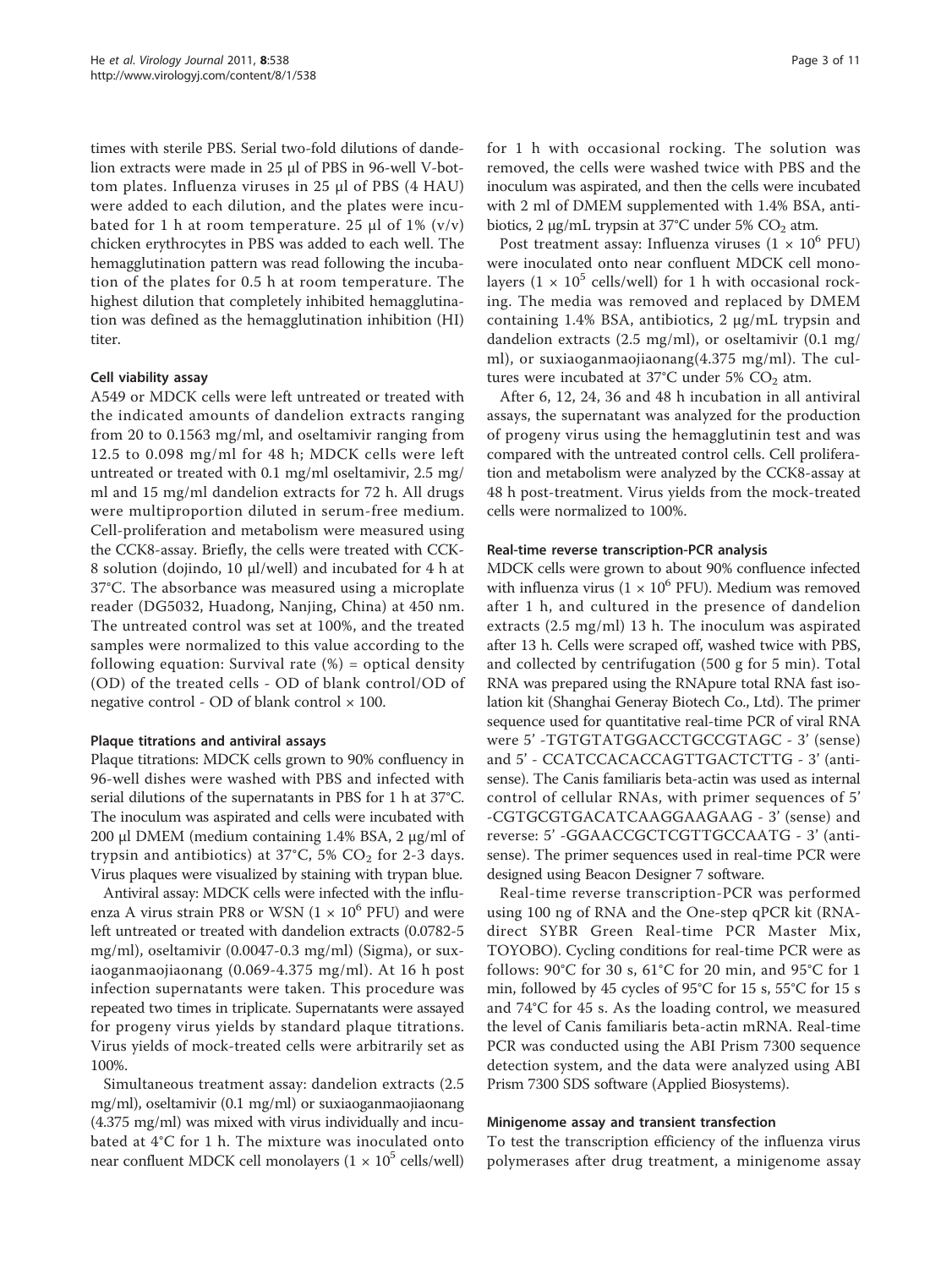times with sterile PBS. Serial two-fold dilutions of dandelion extracts were made in 25 μl of PBS in 96-well V-bottom plates. Influenza viruses in 25 μl of PBS (4 HAU) were added to each dilution, and the plates were incubated for 1 h at room temperature. 25 μl of 1% (v/v) chicken erythrocytes in PBS was added to each well. The hemagglutination pattern was read following the incubation of the plates for 0.5 h at room temperature. The highest dilution that completely inhibited hemagglutination was defined as the hemagglutination inhibition (HI) titer.

#### Cell viability assay

A549 or MDCK cells were left untreated or treated with the indicated amounts of dandelion extracts ranging from 20 to 0.1563 mg/ml, and oseltamivir ranging from 12.5 to 0.098 mg/ml for 48 h; MDCK cells were left untreated or treated with 0.1 mg/ml oseltamivir, 2.5 mg/ml and 15 mg/ml dandelion extracts for 72 h. All drugs were multiproportion diluted in serum-free medium. Cell-proliferation and metabolism were measured using the CCK8-assay. Briefly, the cells were treated with CCK-8 solution (dojindo, 10 μl/well) and incubated for 4 h at 37°C. The absorbance was measured using a microplate reader (DG5032, Huadong, Nanjing, China) at 450 nm. The untreated control was set at 100%, and the treated samples were normalized to this value according to the following equation: Survival rate (%) = optical density (OD) of the treated cells - OD of blank control/OD of negative control - OD of blank control × 100.

#### Plaque titrations and antiviral assays

Plaque titrations: MDCK cells grown to 90% confluency in 96-well dishes were washed with PBS and infected with serial dilutions of the supernatants in PBS for 1 h at 37°C. The inoculum was aspirated and cells were incubated with 200 μl DMEM (medium containing 1.4% BSA, 2 μg/ml of trypsin and antibiotics) at 37°C, 5% $CO_2$ for 2-3 days. Virus plaques were visualized by staining with trypan blue.

Antiviral assay: MDCK cells were infected with the influenza A virus strain PR8 or WSN ($1 \times 10^6$ PFU) and were left untreated or treated with dandelion extracts (0.0782-5 mg/ml), oseltamivir (0.0047-0.3 mg/ml) (Sigma), or suxiaoganmaojiaonang (0.069-4.375 mg/ml). At 16 h post infection supernatants were taken. This procedure was repeated two times in triplicate. Supernatants were assayed for progeny virus yields by standard plaque titrations. Virus yields of mock-treated cells were arbitrarily set as 100%.

Simultaneous treatment assay: dandelion extracts (2.5 mg/ml), oseltamivir (0.1 mg/ml) or suxiaoganmaojiaonang (4.375 mg/ml) was mixed with virus individually and incubated at 4°C for 1 h. The mixture was inoculated onto near confluent MDCK cell monolayers ($1 \times 10^5$ cells/well) for 1 h with occasional rocking. The solution was removed, the cells were washed twice with PBS and the inoculum was aspirated, and then the cells were incubated with 2 ml of DMEM supplemented with 1.4% BSA, antibiotics, 2 μg/mL trypsin at 37°C under 5% $CO_2$ atm.

Post treatment assay: Influenza viruses ($1 \times 10^6$ PFU) were inoculated onto near confluent MDCK cell monolayers ($1 \times 10^5$ cells/well) for 1 h with occasional rocking. The media was removed and replaced by DMEM containing 1.4% BSA, antibiotics, 2 μg/mL trypsin and dandelion extracts (2.5 mg/ml), or oseltamivir (0.1 mg/ml), or suxiaoganmaojiaonang(4.375 mg/ml). The cultures were incubated at 37°C under 5% $CO_2$ atm.

After 6, 12, 24, 36 and 48 h incubation in all antiviral assays, the supernatant was analyzed for the production of progeny virus using the hemagglutinin test and was compared with the untreated control cells. Cell proliferation and metabolism were analyzed by the CCK8-assay at 48 h post-treatment. Virus yields from the mock-treated cells were normalized to 100%.

#### Real-time reverse transcription-PCR analysis

MDCK cells were grown to about 90% confluence infected with influenza virus ($1 \times 10^6$ PFU). Medium was removed after 1 h, and cultured in the presence of dandelion extracts (2.5 mg/ml) 13 h. The inoculum was aspirated after 13 h. Cells were scraped off, washed twice with PBS, and collected by centrifugation (500 g for 5 min). Total RNA was prepared using the RNApure total RNA fast isolation kit (Shanghai Generay Biotech Co., Ltd). The primer sequence used for quantitative real-time PCR of viral RNA were 5' -TGTGTATGGACCTGCCGTAGC - 3' (sense) and 5' - CCATCCACACCAGTTGACTCTTG - 3' (antisense). The Canis familiaris beta-actin was used as internal control of cellular RNAs, with primer sequences of 5' -CGTGCGTGACATCAAGGAAGAAG - 3' (sense) and reverse: 5' -GGAACCGCTCGTTGCCAATG - 3' (antisense). The primer sequences used in real-time PCR were designed using Beacon Designer 7 software.

Real-time reverse transcription-PCR was performed using 100 ng of RNA and the One-step qPCR kit (RNA-direct SYBR Green Real-time PCR Master Mix, TOYOBO). Cycling conditions for real-time PCR were as follows: 90°C for 30 s, 61°C for 20 min, and 95°C for 1 min, followed by 45 cycles of 95°C for 15 s, 55°C for 15 s and 74°C for 45 s. As the loading control, we measured the level of Canis familiaris beta-actin mRNA. Real-time PCR was conducted using the ABI Prism 7300 sequence detection system, and the data were analyzed using ABI Prism 7300 SDS software (Applied Biosystems).

#### Minigenome assay and transient transfection

To test the transcription efficiency of the influenza virus polymerases after drug treatment, a minigenome assay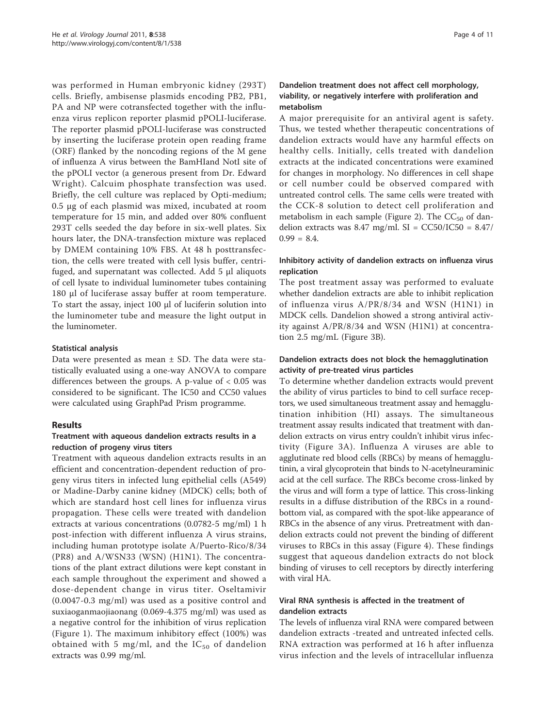was performed in Human embryonic kidney (293T) cells. Briefly, ambisense plasmids encoding PB2, PB1, PA and NP were cotransfected together with the influenza virus replicon reporter plasmid pPOLI-luciferase. The reporter plasmid pPOLI-luciferase was constructed by inserting the luciferase protein open reading frame (ORF) flanked by the noncoding regions of the M gene of influenza A virus between the BamHIand NotI site of the pPOLI vector (a generous present from Dr. Edward Wright). Calcuim phosphate transfection was used. Briefly, the cell culture was replaced by Opti-medium; 0.5 μg of each plasmid was mixed, incubated at room temperature for 15 min, and added over 80% confluent 293T cells seeded the day before in six-well plates. Six hours later, the DNA-transfection mixture was replaced by DMEM containing 10% FBS. At 48 h posttransfection, the cells were treated with cell lysis buffer, centrifuged, and supernatant was collected. Add 5 μl aliquots of cell lysate to individual luminometer tubes containing 180 μl of luciferase assay buffer at room temperature. To start the assay, inject 100 μl of luciferin solution into the luminometer tube and measure the light output in the luminometer.

### Statistical analysis

Data were presented as mean ± SD. The data were statistically evaluated using a one-way ANOVA to compare differences between the groups. A p-value of $< 0.05$ was considered to be significant. The IC50 and CC50 values were calculated using GraphPad Prism programme.

## Results

### Treatment with aqueous dandelion extracts results in a reduction of progeny virus titers

Treatment with aqueous dandelion extracts results in an efficient and concentration-dependent reduction of progeny virus titers in infected lung epithelial cells (A549) or Madine-Darby canine kidney (MDCK) cells; both of which are standard host cell lines for influenza virus propagation. These cells were treated with dandelion extracts at various concentrations (0.0782-5 mg/ml) 1 h post-infection with different influenza A virus strains, including human prototype isolate A/Puerto-Rico/8/34 (PR8) and A/WSN33 (WSN) (H1N1). The concentrations of the plant extract dilutions were kept constant in each sample throughout the experiment and showed a dose-dependent change in virus titer. Oseltamivir (0.0047-0.3 mg/ml) was used as a positive control and suxiaoganmaojiaonang (0.069-4.375 mg/ml) was used as a negative control for the inhibition of virus replication (Figure 1). The maximum inhibitory effect (100%) was obtained with 5 mg/ml, and the $IC_{50}$ of dandelion extracts was 0.99 mg/ml.

### Dandelion treatment does not affect cell morphology, viability, or negatively interfere with proliferation and metabolism

A major prerequisite for an antiviral agent is safety. Thus, we tested whether therapeutic concentrations of dandelion extracts would have any harmful effects on healthy cells. Initially, cells treated with dandelion extracts at the indicated concentrations were examined for changes in morphology. No differences in cell shape or cell number could be observed compared with untreated control cells. The same cells were treated with the CCK-8 solution to detect cell proliferation and metabolism in each sample (Figure 2). The $CC_{50}$ of dandelion extracts was 8.47 mg/ml. SI = CC50/IC50 = 8.47/ 0.99 = 8.4.

### Inhibitory activity of dandelion extracts on influenza virus replication

The post treatment assay was performed to evaluate whether dandelion extracts are able to inhibit replication of influenza virus A/PR/8/34 and WSN (H1N1) in MDCK cells. Dandelion showed a strong antiviral activity against A/PR/8/34 and WSN (H1N1) at concentration 2.5 mg/mL (Figure 3B).

### Dandelion extracts does not block the hemagglutination activity of pre-treated virus particles

To determine whether dandelion extracts would prevent the ability of virus particles to bind to cell surface receptors, we used simultaneous treatment assay and hemagglutination inhibition (HI) assays. The simultaneous treatment assay results indicated that treatment with dandelion extracts on virus entry couldn't inhibit virus infectivity (Figure 3A). Influenza A viruses are able to agglutinate red blood cells (RBCs) by means of hemagglutinin, a viral glycoprotein that binds to N-acetylneuraminic acid at the cell surface. The RBCs become cross-linked by the virus and will form a type of lattice. This cross-linking results in a diffuse distribution of the RBCs in a round-bottom vial, as compared with the spot-like appearance of RBCs in the absence of any virus. Pretreatment with dandelion extracts could not prevent the binding of different viruses to RBCs in this assay (Figure 4). These findings suggest that aqueous dandelion extracts do not block binding of viruses to cell receptors by directly interfering with viral HA.

### Viral RNA synthesis is affected in the treatment of dandelion extracts

The levels of influenza viral RNA were compared between dandelion extracts -treated and untreated infected cells. RNA extraction was performed at 16 h after influenza virus infection and the levels of intracellular influenza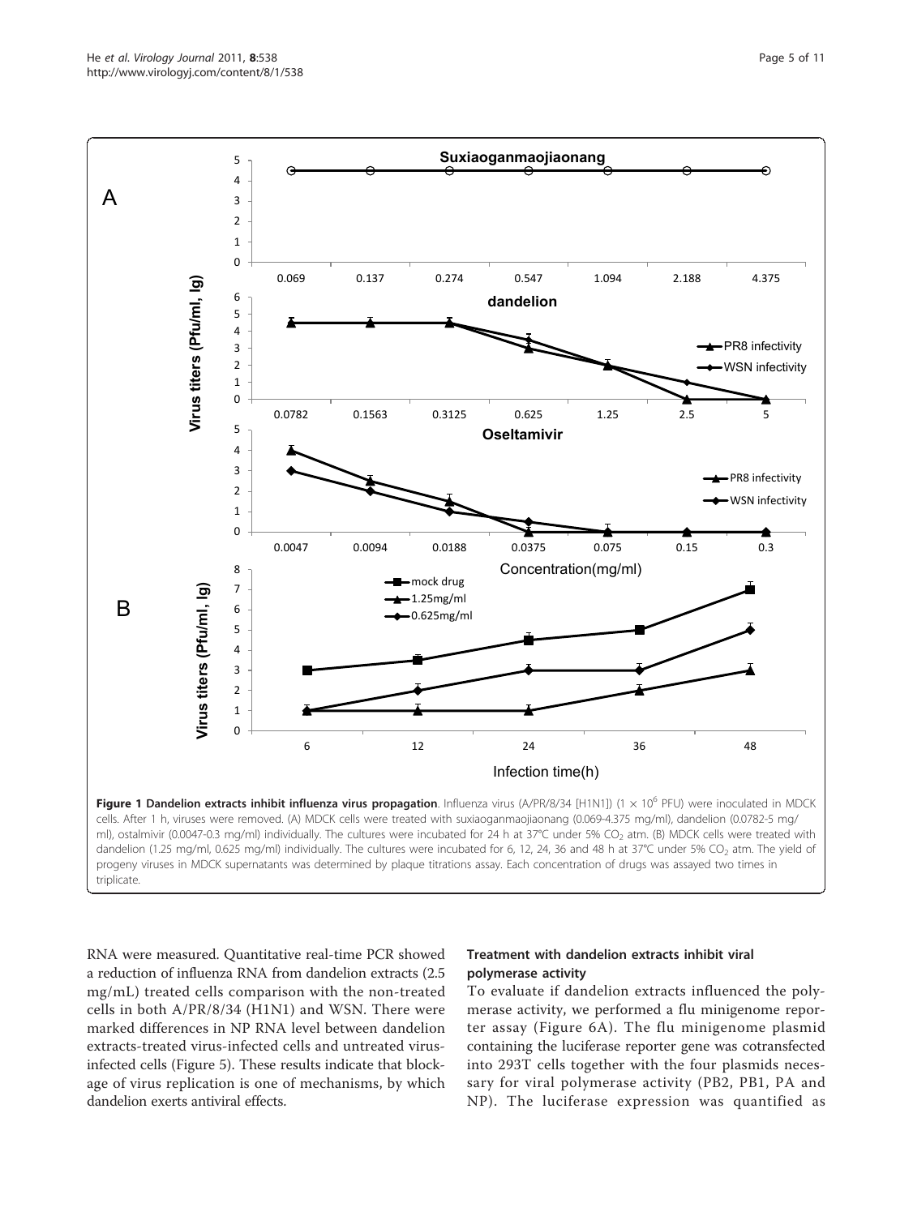**Figure 1 Dandelion extracts inhibit influenza virus propagation**. Influenza virus (A/PR/8/34 [H1N1]) ($1 \times 10^6$ PFU) were inoculated in MDCK cells. After 1 h, viruses were removed. (A) MDCK cells were treated with suxiaoganmaojiaonang (0.069-4.375 mg/ml), dandelion (0.0782-5 mg/ml), ostalmivir (0.0047-0.3 mg/ml) individually. The cultures were incubated for 24 h at 37°C under 5% $CO_2$ atm. (B) MDCK cells were treated with dandelion (1.25 mg/ml, 0.625 mg/ml) individually. The cultures were incubated for 6, 12, 24, 36 and 48 h at 37°C under 5% $CO_2$ atm. The yield of progeny viruses in MDCK supernatants was determined by plaque titrations assay. Each concentration of drugs was assayed two times in triplicate.

RNA were measured. Quantitative real-time PCR showed a reduction of influenza RNA from dandelion extracts (2.5 mg/mL) treated cells comparison with the non-treated cells in both A/PR/8/34 (H1N1) and WSN. There were marked differences in NP RNA level between dandelion extracts-treated virus-infected cells and untreated virus-infected cells (Figure 5). These results indicate that blockage of virus replication is one of mechanisms, by which dandelion exerts antiviral effects.

### Treatment with dandelion extracts inhibit viral polymerase activity

To evaluate if dandelion extracts influenced the polymerase activity, we performed a flu minigenome reporter assay (Figure 6A). The flu minigenome plasmid containing the luciferase reporter gene was cotransfected into 293T cells together with the four plasmids necessary for viral polymerase activity (PB2, PB1, PA and NP). The luciferase expression was quantified as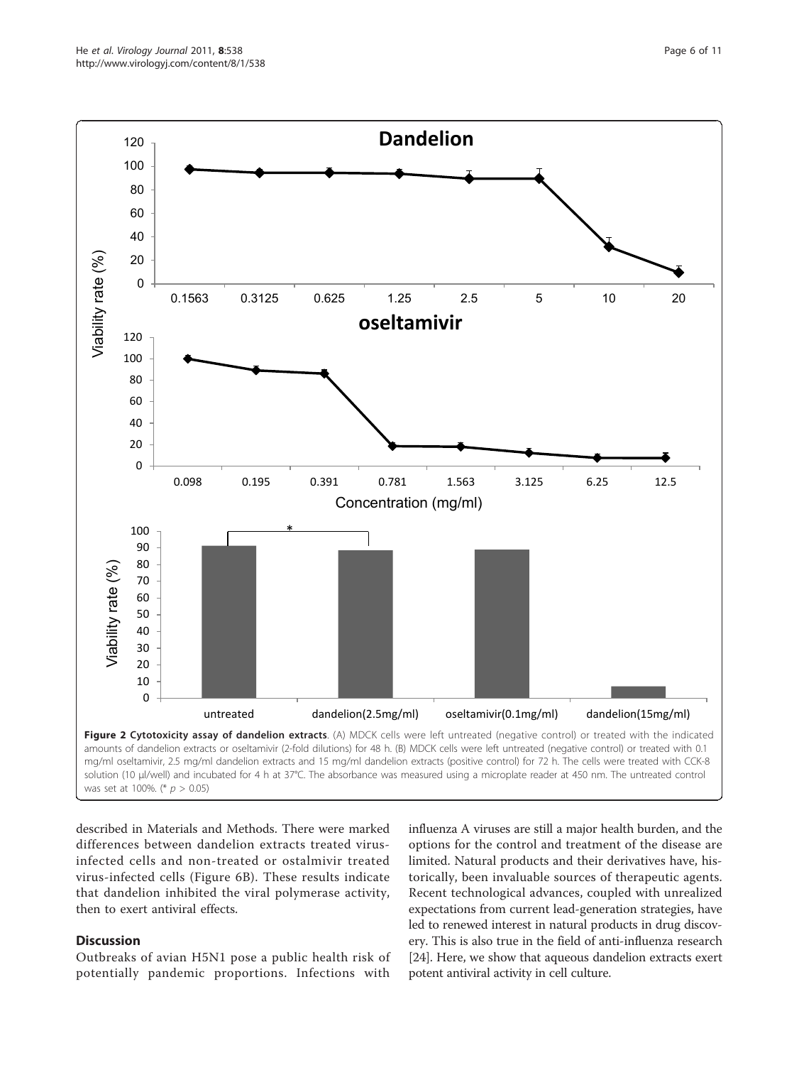**Figure 2 Cytotoxicity assay of dandelion extracts**. (A) MDCK cells were left untreated (negative control) or treated with the indicated amounts of dandelion extracts or oseltamivir (2-fold dilutions) for 48 h. (B) MDCK cells were left untreated (negative control) or treated with 0.1 mg/ml oseltamivir, 2.5 mg/ml dandelion extracts and 15 mg/ml dandelion extracts (positive control) for 72 h. The cells were treated with CCK-8 solution (10 μl/well) and incubated for 4 h at 37°C. The absorbance was measured using a microplate reader at 450 nm. The untreated control was set at 100%. (* $p > 0.05$)

described in Materials and Methods. There were marked differences between dandelion extracts treated virus-infected cells and non-treated or ostalmivir treated virus-infected cells (Figure 6B). These results indicate that dandelion inhibited the viral polymerase activity, then to exert antiviral effects.

## Discussion

Outbreaks of avian H5N1 pose a public health risk of potentially pandemic proportions. Infections with influenza A viruses are still a major health burden, and the options for the control and treatment of the disease are limited. Natural products and their derivatives have, historically, been invaluable sources of therapeutic agents. Recent technological advances, coupled with unrealized expectations from current lead-generation strategies, have led to renewed interest in natural products in drug discovery. This is also true in the field of anti-influenza research [24]. Here, we show that aqueous dandelion extracts exert potent antiviral activity in cell culture.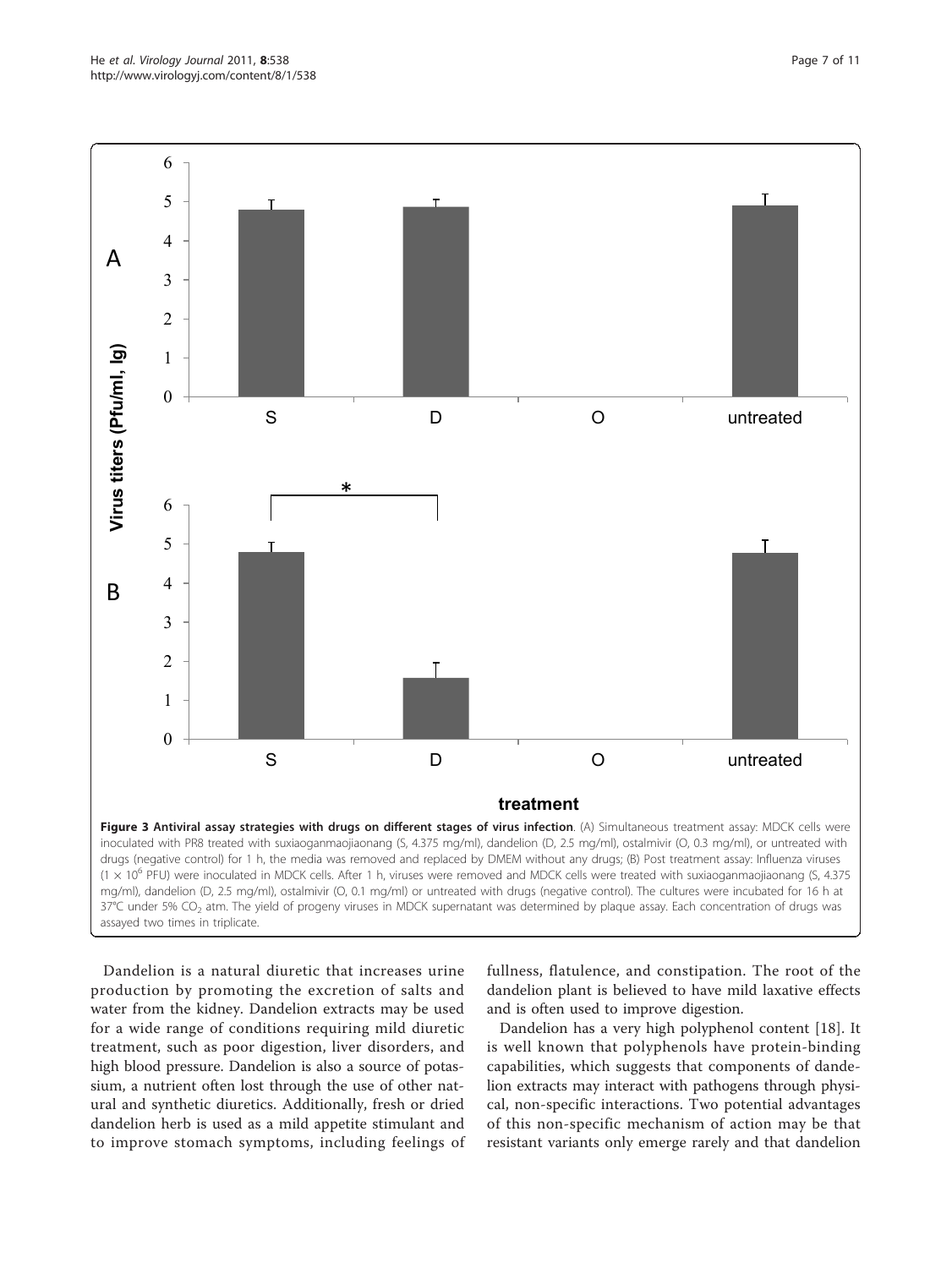**Figure 3 Antiviral assay strategies with drugs on different stages of virus infection**. (A) Simultaneous treatment assay: MDCK cells were inoculated with PR8 treated with suxiaoganmaojiaonang (S, 4.375 mg/ml), dandelion (D, 2.5 mg/ml), ostalmivir (O, 0.3 mg/ml), or untreated with drugs (negative control) for 1 h, the media was removed and replaced by DMEM without any drugs; (B) Post treatment assay: Influenza viruses ($1 \times 10^6$ PFU) were inoculated in MDCK cells. After 1 h, viruses were removed and MDCK cells were treated with suxiaoganmaojiaonang (S, 4.375 mg/ml), dandelion (D, 2.5 mg/ml), ostalmivir (O, 0.1 mg/ml) or untreated with drugs (negative control). The cultures were incubated for 16 h at 37°C under 5% $CO_2$ atm. The yield of progeny viruses in MDCK supernatant was determined by plaque assay. Each concentration of drugs was assayed two times in triplicate.

Dandelion is a natural diuretic that increases urine production by promoting the excretion of salts and water from the kidney. Dandelion extracts may be used for a wide range of conditions requiring mild diuretic treatment, such as poor digestion, liver disorders, and high blood pressure. Dandelion is also a source of potassium, a nutrient often lost through the use of other natural and synthetic diuretics. Additionally, fresh or dried dandelion herb is used as a mild appetite stimulant and to improve stomach symptoms, including feelings of fullness, flatulence, and constipation. The root of the dandelion plant is believed to have mild laxative effects and is often used to improve digestion.

Dandelion has a very high polyphenol content [18]. It is well known that polyphenols have protein-binding capabilities, which suggests that components of dandelion extracts may interact with pathogens through physical, non-specific interactions. Two potential advantages of this non-specific mechanism of action may be that resistant variants only emerge rarely and that dandelion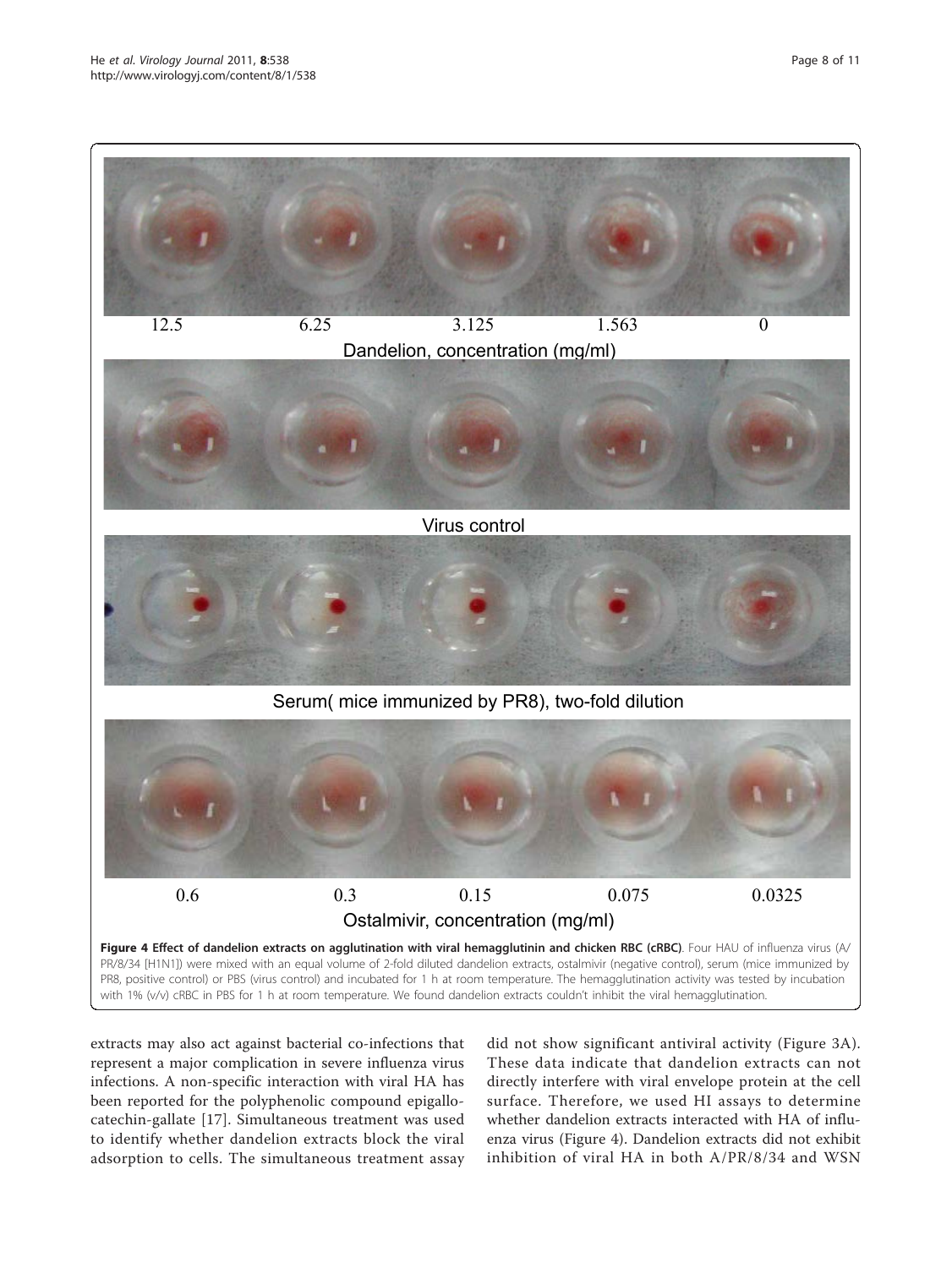**Figure 4 Effect of dandelion extracts on agglutination with viral hemagglutinin and chicken RBC (cRBC)**. Four HAU of influenza virus (A/PR/8/34 [H1N1]) were mixed with an equal volume of 2-fold diluted dandelion extracts, ostalmivir (negative control), serum (mice immunized by PR8, positive control) or PBS (virus control) and incubated for 1 h at room temperature. The hemagglutination activity was tested by incubation with 1% (v/v) cRBC in PBS for 1 h at room temperature. We found dandelion extracts couldn't inhibit the viral hemagglutination.

extracts may also act against bacterial co-infections that represent a major complication in severe influenza virus infections. A non-specific interaction with viral HA has been reported for the polyphenolic compound epigallocatechin-gallate [17]. Simultaneous treatment was used to identify whether dandelion extracts block the viral adsorption to cells. The simultaneous treatment assay did not show significant antiviral activity (Figure 3A). These data indicate that dandelion extracts can not directly interfere with viral envelope protein at the cell surface. Therefore, we used HI assays to determine whether dandelion extracts interacted with HA of influenza virus (Figure 4). Dandelion extracts did not exhibit inhibition of viral HA in both A/PR/8/34 and WSN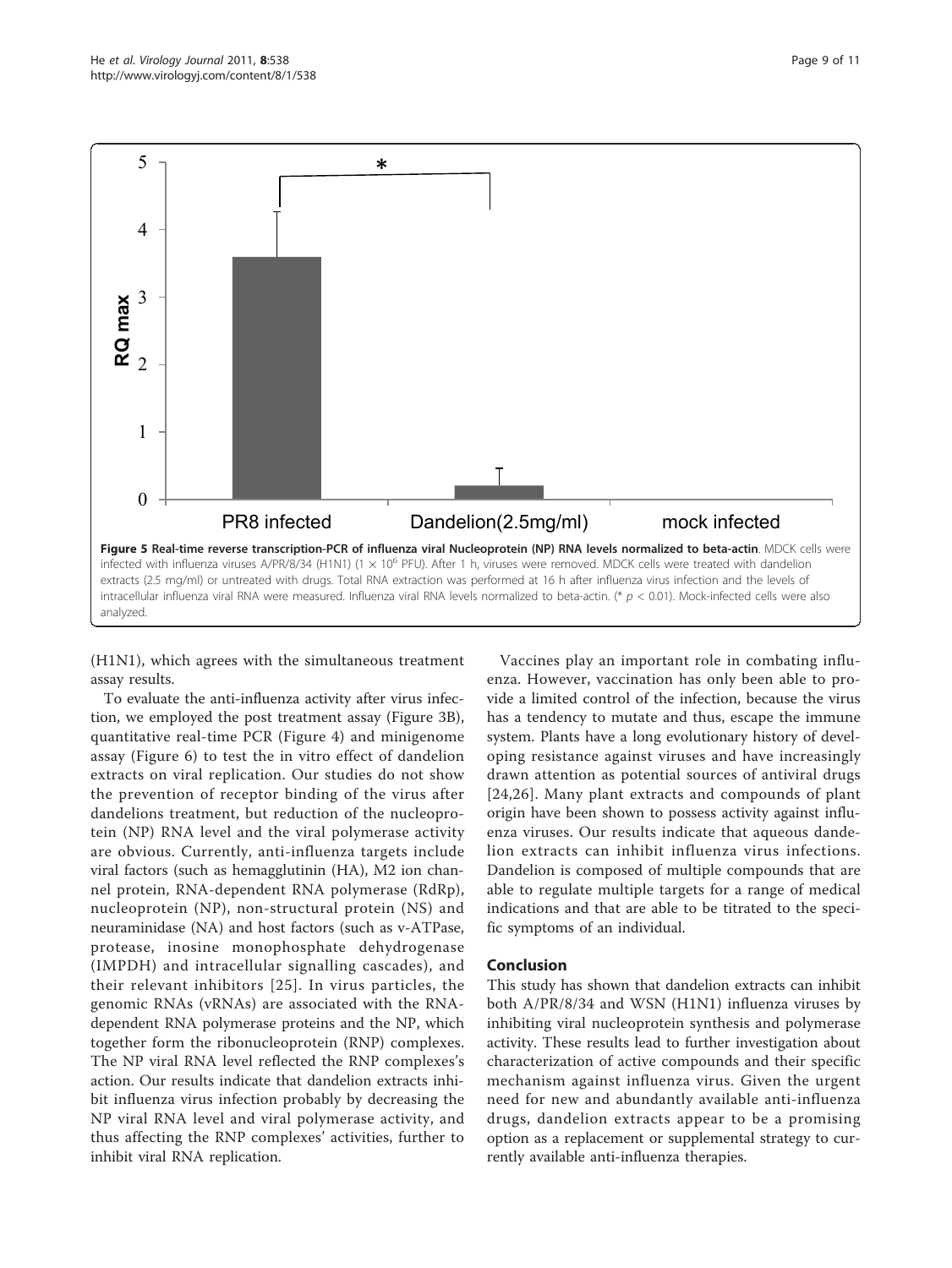**Figure 5 Real-time reverse transcription-PCR of influenza viral Nucleoprotein (NP) RNA levels normalized to beta-actin**. MDCK cells were infected with influenza viruses A/PR/8/34 (H1N1) ($1 \times 10^6$ PFU). After 1 h, viruses were removed. MDCK cells were treated with dandelion extracts (2.5 mg/ml) or untreated with drugs. Total RNA extraction was performed at 16 h after influenza virus infection and the levels of intracellular influenza viral RNA were measured. Influenza viral RNA levels normalized to beta-actin. (* $p < 0.01$). Mock-infected cells were also analyzed.

(H1N1), which agrees with the simultaneous treatment assay results.

To evaluate the anti-influenza activity after virus infection, we employed the post treatment assay (Figure 3B), quantitative real-time PCR (Figure 4) and minigenome assay (Figure 6) to test the in vitro effect of dandelion extracts on viral replication. Our studies do not show the prevention of receptor binding of the virus after dandelions treatment, but reduction of the nucleoprotein (NP) RNA level and the viral polymerase activity are obvious. Currently, anti-influenza targets include viral factors (such as hemagglutinin (HA), M2 ion channel protein, RNA-dependent RNA polymerase (RdRp), nucleoprotein (NP), non-structural protein (NS) and neuraminidase (NA) and host factors (such as v-ATPase, protease, inosine monophosphate dehydrogenase (IMPDH) and intracellular signalling cascades), and their relevant inhibitors [25]. In virus particles, the genomic RNAs (vRNAs) are associated with the RNA-dependent RNA polymerase proteins and the NP, which together form the ribonucleoprotein (RNP) complexes. The NP viral RNA level reflected the RNP complexes's action. Our results indicate that dandelion extracts inhibit influenza virus infection probably by decreasing the NP viral RNA level and viral polymerase activity, and thus affecting the RNP complexes' activities, further to inhibit viral RNA replication.

Vaccines play an important role in combating influenza. However, vaccination has only been able to provide a limited control of the infection, because the virus has a tendency to mutate and thus, escape the immune system. Plants have a long evolutionary history of developing resistance against viruses and have increasingly drawn attention as potential sources of antiviral drugs [24,26]. Many plant extracts and compounds of plant origin have been shown to possess activity against influenza viruses. Our results indicate that aqueous dandelion extracts can inhibit influenza virus infections. Dandelion is composed of multiple compounds that are able to regulate multiple targets for a range of medical indications and that are able to be titrated to the specific symptoms of an individual.

## Conclusion

This study has shown that dandelion extracts can inhibit both A/PR/8/34 and WSN (H1N1) influenza viruses by inhibiting viral nucleoprotein synthesis and polymerase activity. These results lead to further investigation about characterization of active compounds and their specific mechanism against influenza virus. Given the urgent need for new and abundantly available anti-influenza drugs, dandelion extracts appear to be a promising option as a replacement or supplemental strategy to currently available anti-influenza therapies.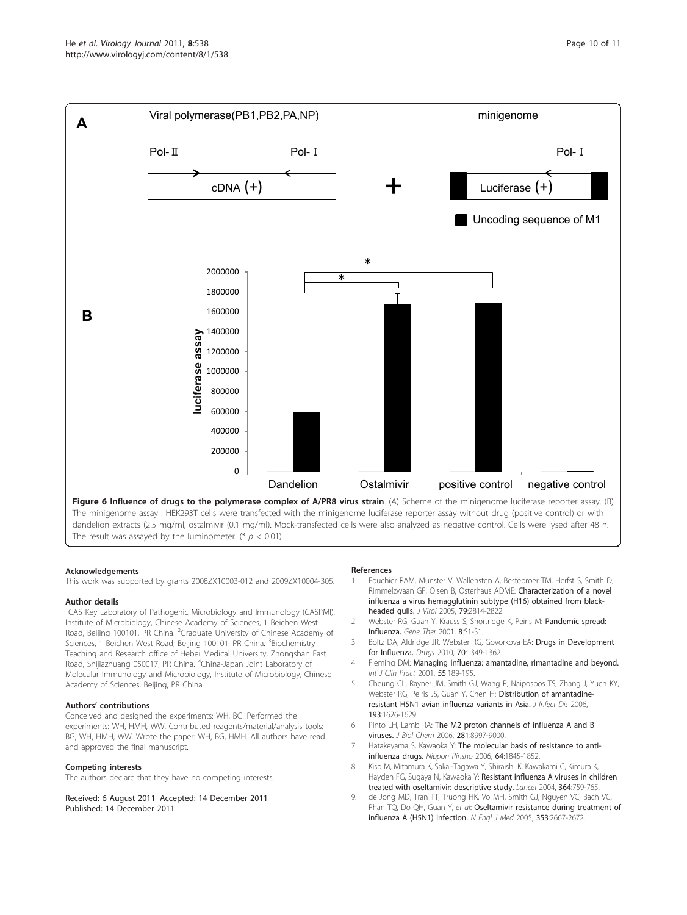**Figure 6 Influence of drugs to the polymerase complex of A/PR8 virus strain**. (A) Scheme of the minigenome luciferase reporter assay. (B) The minigenome assay : HEK293T cells were transfected with the minigenome luciferase reporter assay without drug (positive control) or with dandelion extracts (2.5 mg/ml, ostalmivir (0.1 mg/ml). Mock-transfected cells were also analyzed as negative control. Cells were lysed after 48 h. The result was assayed by the luminometer. (* $p < 0.01$)

## Acknowledgements

This work was supported by grants 2008ZX10003-012 and 2009ZX10004-305.

## Author details

[1]CAS Key Laboratory of Pathogenic Microbiology and Immunology (CASPMI), Institute of Microbiology, Chinese Academy of Sciences, 1 Beichen West Road, Beijing 100101, PR China. [2]Graduate University of Chinese Academy of Sciences, 1 Beichen West Road, Beijing 100101, PR China. [3]Biochemistry Teaching and Research office of Hebei Medical University, Zhongshan East Road, Shijiazhuang 050017, PR China. [4]China-Japan Joint Laboratory of Molecular Immunology and Microbiology, Institute of Microbiology, Chinese Academy of Sciences, Beijing, PR China.

## Authors' contributions

Conceived and designed the experiments: WH, BG. Performed the experiments: WH, HMH, WW. Contributed reagents/material/analysis tools: BG, WH, HMH, WW. Wrote the paper: WH, BG, HMH. All authors have read and approved the final manuscript.

## Competing interests

The authors declare that they have no competing interests.

Received: 6 August 2011 Accepted: 14 December 2011
Published: 14 December 2011

## References

1. Fouchier RAM, Munster V, Wallensten A, Bestebroer TM, Herfst S, Smith D, Rimmelzwaan GF, Olsen B, Osterhaus ADME: **Characterization of a novel influenza a virus hemagglutinin subtype (H16) obtained from black-headed gulls.** *J Virol* 2005, **79**:2814-2822.
2. Webster RG, Guan Y, Krauss S, Shortridge K, Peiris M: **Pandemic spread: Influenza.** *Gene Ther* 2001, **8**:S1-S1.
3. Boltz DA, Aldridge JR, Webster RG, Govorkova EA: **Drugs in Development for Influenza.** *Drugs* 2010, **70**:1349-1362.
4. Fleming DM: **Managing influenza: amantadine, rimantadine and beyond.** *Int J Clin Pract* 2001, **55**:189-195.
5. Cheung CL, Rayner JM, Smith GJ, Wang P, Naipospos TS, Zhang J, Yuen KY, Webster RG, Peiris JS, Guan Y, Chen H: **Distribution of amantadine-resistant H5N1 avian influenza variants in Asia.** *J Infect Dis* 2006, **193**:1626-1629.
6. Pinto LH, Lamb RA: **The M2 proton channels of influenza A and B viruses.** *J Biol Chem* 2006, **281**:8997-9000.
7. Hatakeyama S, Kawaoka Y: **The molecular basis of resistance to anti-influenza drugs.** *Nippon Rinsho* 2006, **64**:1845-1852.
8. Kiso M, Mitamura K, Sakai-Tagawa Y, Shiraishi K, Kawakami C, Kimura K, Hayden FG, Sugaya N, Kawaoka Y: **Resistant influenza A viruses in children treated with oseltamivir: descriptive study.** *Lancet* 2004, **364**:759-765.
9. de Jong MD, Tran TT, Truong HK, Vo MH, Smith GJ, Nguyen VC, Bach VC, Phan TQ, Do QH, Guan Y, *et al*: **Oseltamivir resistance during treatment of influenza A (H5N1) infection.** *N Engl J Med* 2005, **353**:2667-2672.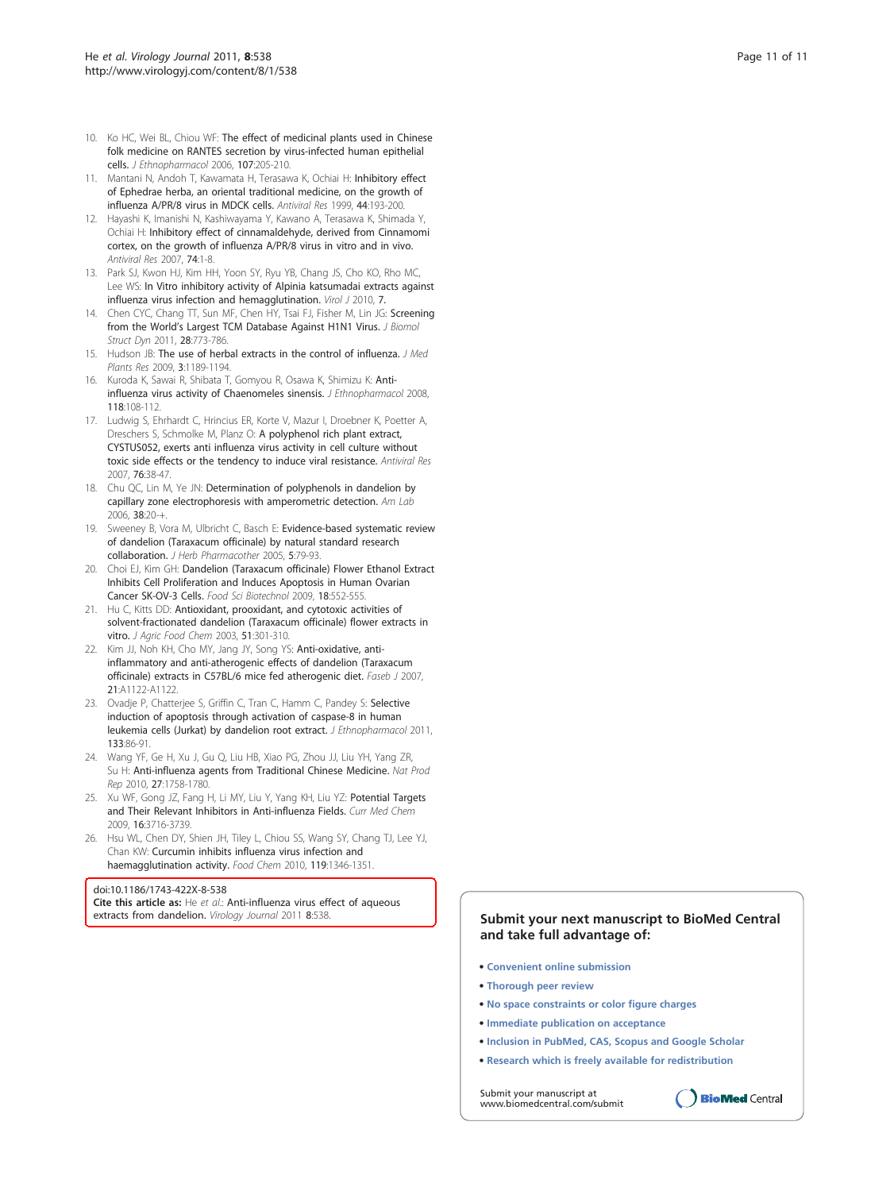10. Ko HC, Wei BL, Chiou WF: The effect of medicinal plants used in Chinese folk medicine on RANTES secretion by virus-infected human epithelial cells. *J Ethnopharmacol* 2006, **107**:205-210.
11. Mantani N, Andoh T, Kawamata H, Terasawa K, Ochiai H: Inhibitory effect of Ephedrae herba, an oriental traditional medicine, on the growth of influenza A/PR/8 virus in MDCK cells. *Antiviral Res* 1999, **44**:193-200.
12. Hayashi K, Imanishi N, Kashiwayama Y, Kawano A, Terasawa K, Shimada Y, Ochiai H: Inhibitory effect of cinnamaldehyde, derived from Cinnamomi cortex, on the growth of influenza A/PR/8 virus in vitro and in vivo. *Antiviral Res* 2007, **74**:1-8.
13. Park SJ, Kwon HJ, Kim HH, Yoon SY, Ryu YB, Chang JS, Cho KO, Rho MC, Lee WS: In Vitro inhibitory activity of Alpinia katsumadai extracts against influenza virus infection and hemagglutination. *Virol J* 2010, **7**.
14. Chen CYC, Chang TT, Sun MF, Chen HY, Tsai FJ, Fisher M, Lin JG: Screening from the World's Largest TCM Database Against H1N1 Virus. *J Biomol Struct Dyn* 2011, **28**:773-786.
15. Hudson JB: The use of herbal extracts in the control of influenza. *J Med Plants Res* 2009, **3**:1189-1194.
16. Kuroda K, Sawai R, Shibata T, Gomyou R, Osawa K, Shimizu K: Anti-influenza virus activity of Chaenomeles sinensis. *J Ethnopharmacol* 2008, **118**:108-112.
17. Ludwig S, Ehrhardt C, Hrincius ER, Korte V, Mazur I, Droebner K, Poetter A, Dreschers S, Schmolke M, Planz O: A polyphenol rich plant extract, CYSTUS052, exerts anti influenza virus activity in cell culture without toxic side effects or the tendency to induce viral resistance. *Antiviral Res* 2007, **76**:38-47.
18. Chu QC, Lin M, Ye JN: Determination of polyphenols in dandelion by capillary zone electrophoresis with amperometric detection. *Am Lab* 2006, **38**:20-+.
19. Sweeney B, Vora M, Ulbricht C, Basch E: Evidence-based systematic review of dandelion (Taraxacum officinale) by natural standard research collaboration. *J Herb Pharmacother* 2005, **5**:79-93.
20. Choi EJ, Kim GH: Dandelion (Taraxacum officinale) Flower Ethanol Extract Inhibits Cell Proliferation and Induces Apoptosis in Human Ovarian Cancer SK-OV-3 Cells. *Food Sci Biotechnol* 2009, **18**:552-555.
21. Hu C, Kitts DD: Antioxidant, prooxidant, and cytotoxic activities of solvent-fractionated dandelion (Taraxacum officinale) flower extracts in vitro. *J Agric Food Chem* 2003, **51**:301-310.
22. Kim JJ, Noh KH, Cho MY, Jang JY, Song YS: Anti-oxidative, anti-inflammatory and anti-atherogenic effects of dandelion (Taraxacum officinale) extracts in C57BL/6 mice fed atherogenic diet. *Faseb J* 2007, **21**:A1122-A1122.
23. Ovadje P, Chatterjee S, Griffin C, Tran C, Hamm C, Pandey S: Selective induction of apoptosis through activation of caspase-8 in human leukemia cells (Jurkat) by dandelion root extract. *J Ethnopharmacol* 2011, **133**:86-91.
24. Wang YF, Ge H, Xu J, Gu Q, Liu HB, Xiao PG, Zhou JJ, Liu YH, Yang ZR, Su H: Anti-influenza agents from Traditional Chinese Medicine. *Nat Prod Rep* 2010, **27**:1758-1780.
25. Xu WF, Gong JZ, Fang H, Li MY, Liu Y, Yang KH, Liu YZ: Potential Targets and Their Relevant Inhibitors in Anti-influenza Fields. *Curr Med Chem* 2009, **16**:3716-3739.
26. Hsu WL, Chen DY, Shien JH, Tiley L, Chiou SS, Wang SY, Chang TJ, Lee YJ, Chan KW: Curcumin inhibits influenza virus infection and haemagglutination activity. *Food Chem* 2010, **119**:1346-1351.

doi:10.1186/1743-422X-8-538
**Cite this article as:** He *et al.*: Anti-influenza virus effect of aqueous extracts from dandelion. *Virology Journal* 2011 **8**:538.

**Submit your next manuscript to BioMed Central and take full advantage of:**

- **Convenient online submission**
- **Thorough peer review**
- **No space constraints or color figure charges**
- **Immediate publication on acceptance**
- **Inclusion in PubMed, CAS, Scopus and Google Scholar**
- **Research which is freely available for redistribution**

Submit your manuscript at
www.biomedcentral.com/submit

BioMed Central